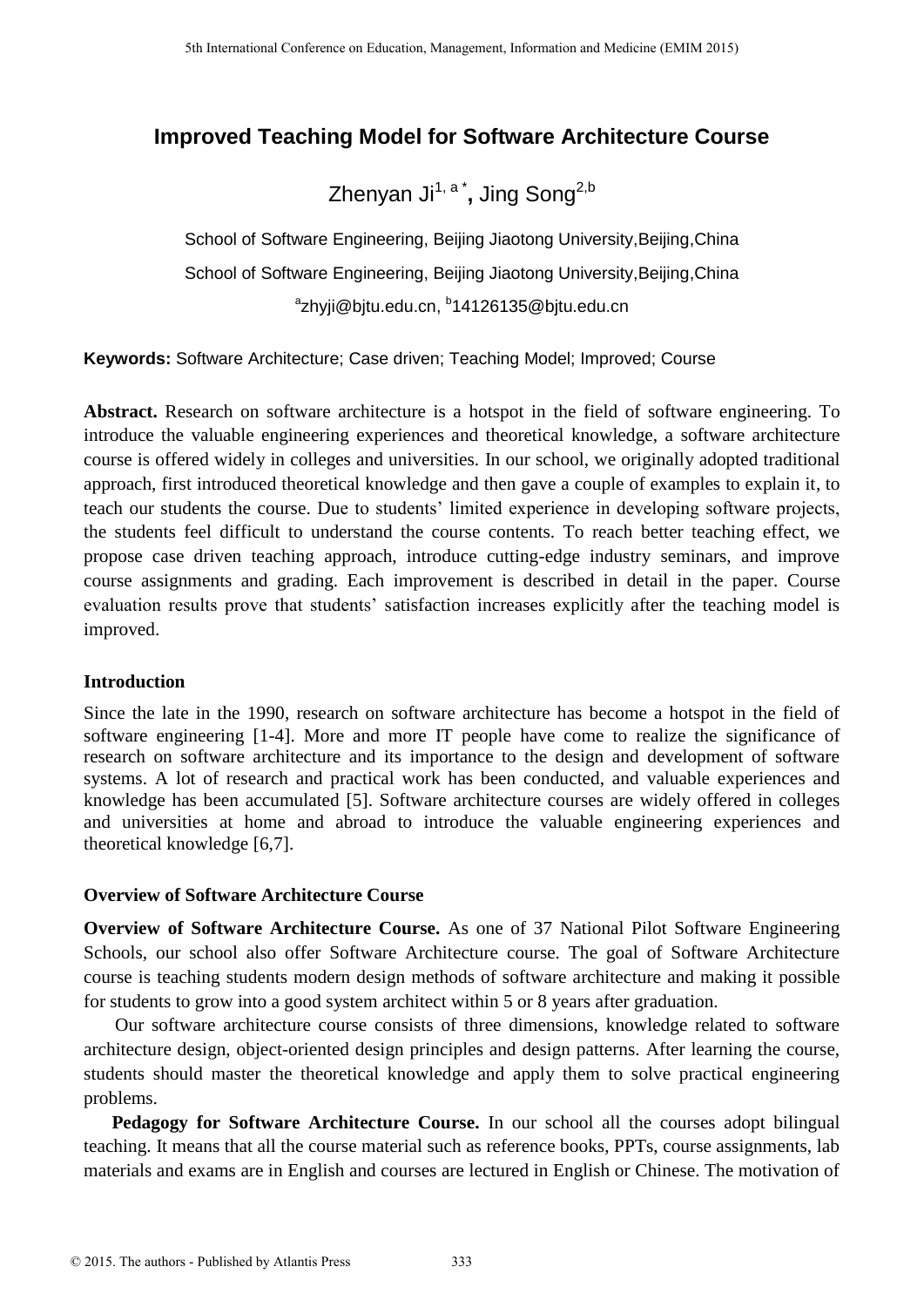# Improved Teaching Model for Software Architecture Course

Zhenyan Ji[1, a *], Jing Song[2,b]

School of Software Engineering, Beijing Jiaotong University,Beijing,China

School of Software Engineering, Beijing Jiaotong University,Beijing,China

[a]zhyji@bjtu.edu.cn, [b]14126135@bjtu.edu.cn

**Keywords:** Software Architecture; Case driven; Teaching Model; Improved; Course

**Abstract.** Research on software architecture is a hotspot in the field of software engineering. To introduce the valuable engineering experiences and theoretical knowledge, a software architecture course is offered widely in colleges and universities. In our school, we originally adopted traditional approach, first introduced theoretical knowledge and then gave a couple of examples to explain it, to teach our students the course. Due to students' limited experience in developing software projects, the students feel difficult to understand the course contents. To reach better teaching effect, we propose case driven teaching approach, introduce cutting-edge industry seminars, and improve course assignments and grading. Each improvement is described in detail in the paper. Course evaluation results prove that students' satisfaction increases explicitly after the teaching model is improved.

## Introduction

Since the late in the 1990, research on software architecture has become a hotspot in the field of software engineering [1-4]. More and more IT people have come to realize the significance of research on software architecture and its importance to the design and development of software systems. A lot of research and practical work has been conducted, and valuable experiences and knowledge has been accumulated [5]. Software architecture courses are widely offered in colleges and universities at home and abroad to introduce the valuable engineering experiences and theoretical knowledge [6,7].

## Overview of Software Architecture Course

**Overview of Software Architecture Course.** As one of 37 National Pilot Software Engineering Schools, our school also offer Software Architecture course. The goal of Software Architecture course is teaching students modern design methods of software architecture and making it possible for students to grow into a good system architect within 5 or 8 years after graduation.

Our software architecture course consists of three dimensions, knowledge related to software architecture design, object-oriented design principles and design patterns. After learning the course, students should master the theoretical knowledge and apply them to solve practical engineering problems.

**Pedagogy for Software Architecture Course.** In our school all the courses adopt bilingual teaching. It means that all the course material such as reference books, PPTs, course assignments, lab materials and exams are in English and courses are lectured in English or Chinese. The motivation of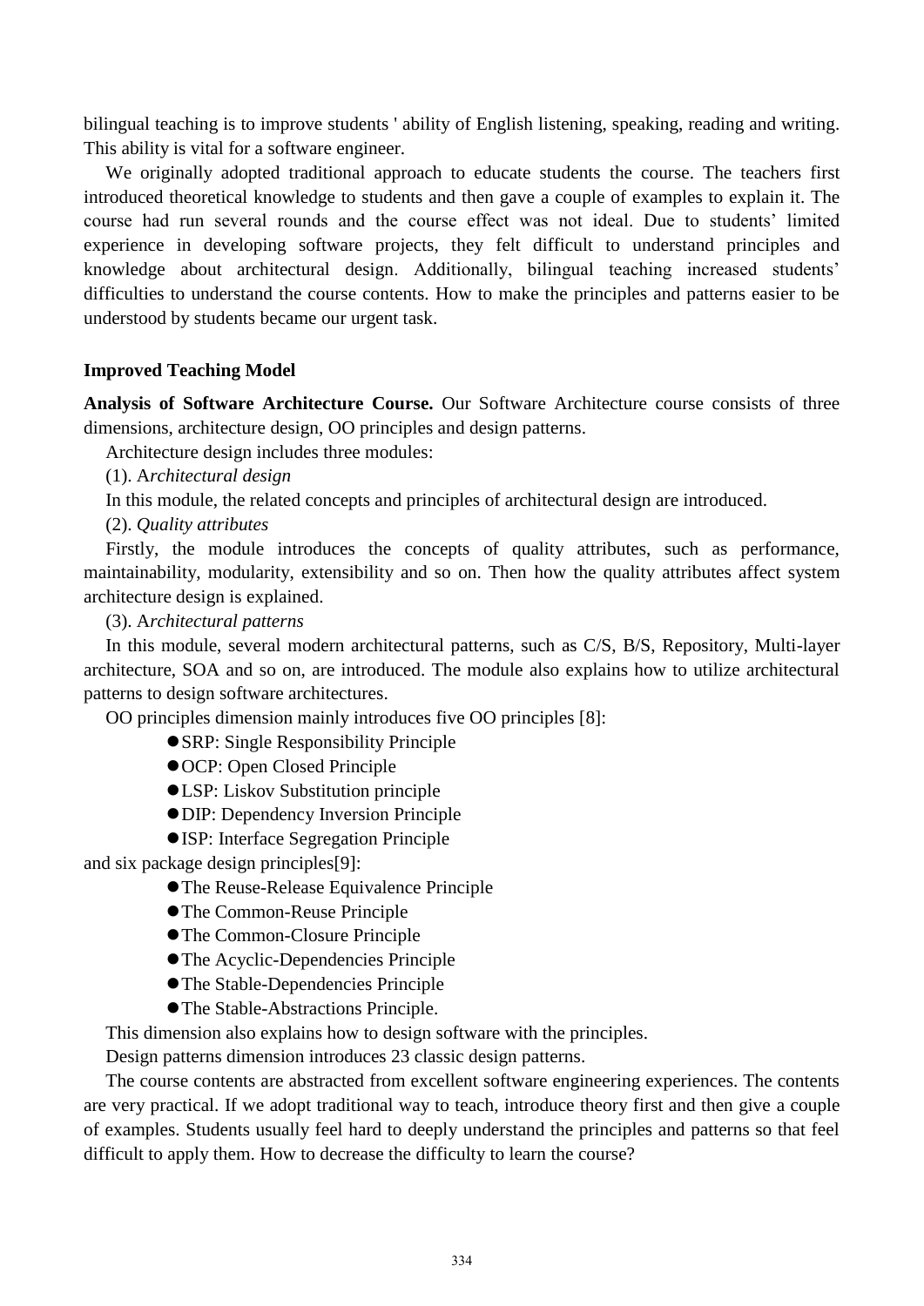bilingual teaching is to improve students ' ability of English listening, speaking, reading and writing. This ability is vital for a software engineer.

We originally adopted traditional approach to educate students the course. The teachers first introduced theoretical knowledge to students and then gave a couple of examples to explain it. The course had run several rounds and the course effect was not ideal. Due to students' limited experience in developing software projects, they felt difficult to understand principles and knowledge about architectural design. Additionally, bilingual teaching increased students' difficulties to understand the course contents. How to make the principles and patterns easier to be understood by students became our urgent task.

### Improved Teaching Model

**Analysis of Software Architecture Course.** Our Software Architecture course consists of three dimensions, architecture design, OO principles and design patterns.

Architecture design includes three modules:

(1). A*rchitectural design*

In this module, the related concepts and principles of architectural design are introduced.

(2). *Quality attributes*

Firstly, the module introduces the concepts of quality attributes, such as performance, maintainability, modularity, extensibility and so on. Then how the quality attributes affect system architecture design is explained.

(3). A*rchitectural patterns*

In this module, several modern architectural patterns, such as C/S, B/S, Repository, Multi-layer architecture, SOA and so on, are introduced. The module also explains how to utilize architectural patterns to design software architectures.

OO principles dimension mainly introduces five OO principles [8]:

- SRP: Single Responsibility Principle
- OCP: Open Closed Principle
- LSP: Liskov Substitution principle
- DIP: Dependency Inversion Principle
- ISP: Interface Segregation Principle

and six package design principles[9]:

- The Reuse-Release Equivalence Principle
- The Common-Reuse Principle
- The Common-Closure Principle
- The Acyclic-Dependencies Principle
- The Stable-Dependencies Principle
- The Stable-Abstractions Principle.

This dimension also explains how to design software with the principles.

Design patterns dimension introduces 23 classic design patterns.

The course contents are abstracted from excellent software engineering experiences. The contents are very practical. If we adopt traditional way to teach, introduce theory first and then give a couple of examples. Students usually feel hard to deeply understand the principles and patterns so that feel difficult to apply them. How to decrease the difficulty to learn the course?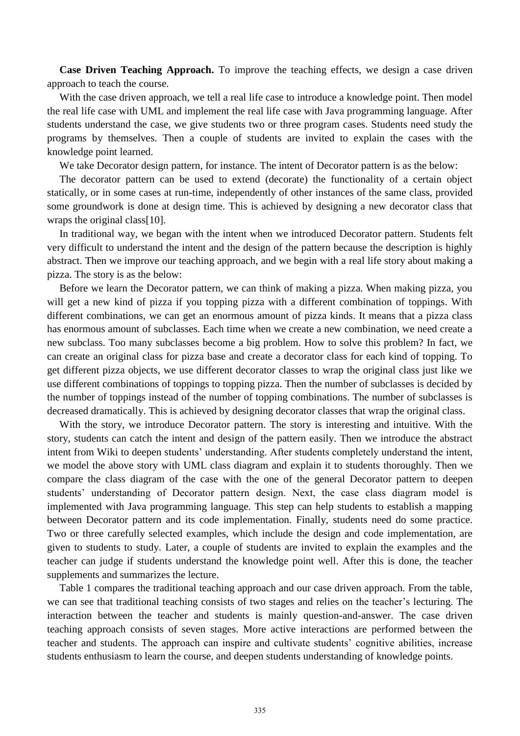**Case Driven Teaching Approach.** To improve the teaching effects, we design a case driven approach to teach the course.

With the case driven approach, we tell a real life case to introduce a knowledge point. Then model the real life case with UML and implement the real life case with Java programming language. After students understand the case, we give students two or three program cases. Students need study the programs by themselves. Then a couple of students are invited to explain the cases with the knowledge point learned.

We take Decorator design pattern, for instance. The intent of Decorator pattern is as the below:

The decorator pattern can be used to extend (decorate) the functionality of a certain object statically, or in some cases at run-time, independently of other instances of the same class, provided some groundwork is done at design time. This is achieved by designing a new decorator class that wraps the original class[10].

In traditional way, we began with the intent when we introduced Decorator pattern. Students felt very difficult to understand the intent and the design of the pattern because the description is highly abstract. Then we improve our teaching approach, and we begin with a real life story about making a pizza. The story is as the below:

Before we learn the Decorator pattern, we can think of making a pizza. When making pizza, you will get a new kind of pizza if you topping pizza with a different combination of toppings. With different combinations, we can get an enormous amount of pizza kinds. It means that a pizza class has enormous amount of subclasses. Each time when we create a new combination, we need create a new subclass. Too many subclasses become a big problem. How to solve this problem? In fact, we can create an original class for pizza base and create a decorator class for each kind of topping. To get different pizza objects, we use different decorator classes to wrap the original class just like we use different combinations of toppings to topping pizza. Then the number of subclasses is decided by the number of toppings instead of the number of topping combinations. The number of subclasses is decreased dramatically. This is achieved by designing decorator classes that wrap the original class.

With the story, we introduce Decorator pattern. The story is interesting and intuitive. With the story, students can catch the intent and design of the pattern easily. Then we introduce the abstract intent from Wiki to deepen students' understanding. After students completely understand the intent, we model the above story with UML class diagram and explain it to students thoroughly. Then we compare the class diagram of the case with the one of the general Decorator pattern to deepen students' understanding of Decorator pattern design. Next, the case class diagram model is implemented with Java programming language. This step can help students to establish a mapping between Decorator pattern and its code implementation. Finally, students need do some practice. Two or three carefully selected examples, which include the design and code implementation, are given to students to study. Later, a couple of students are invited to explain the examples and the teacher can judge if students understand the knowledge point well. After this is done, the teacher supplements and summarizes the lecture.

Table 1 compares the traditional teaching approach and our case driven approach. From the table, we can see that traditional teaching consists of two stages and relies on the teacher's lecturing. The interaction between the teacher and students is mainly question-and-answer. The case driven teaching approach consists of seven stages. More active interactions are performed between the teacher and students. The approach can inspire and cultivate students' cognitive abilities, increase students enthusiasm to learn the course, and deepen students understanding of knowledge points.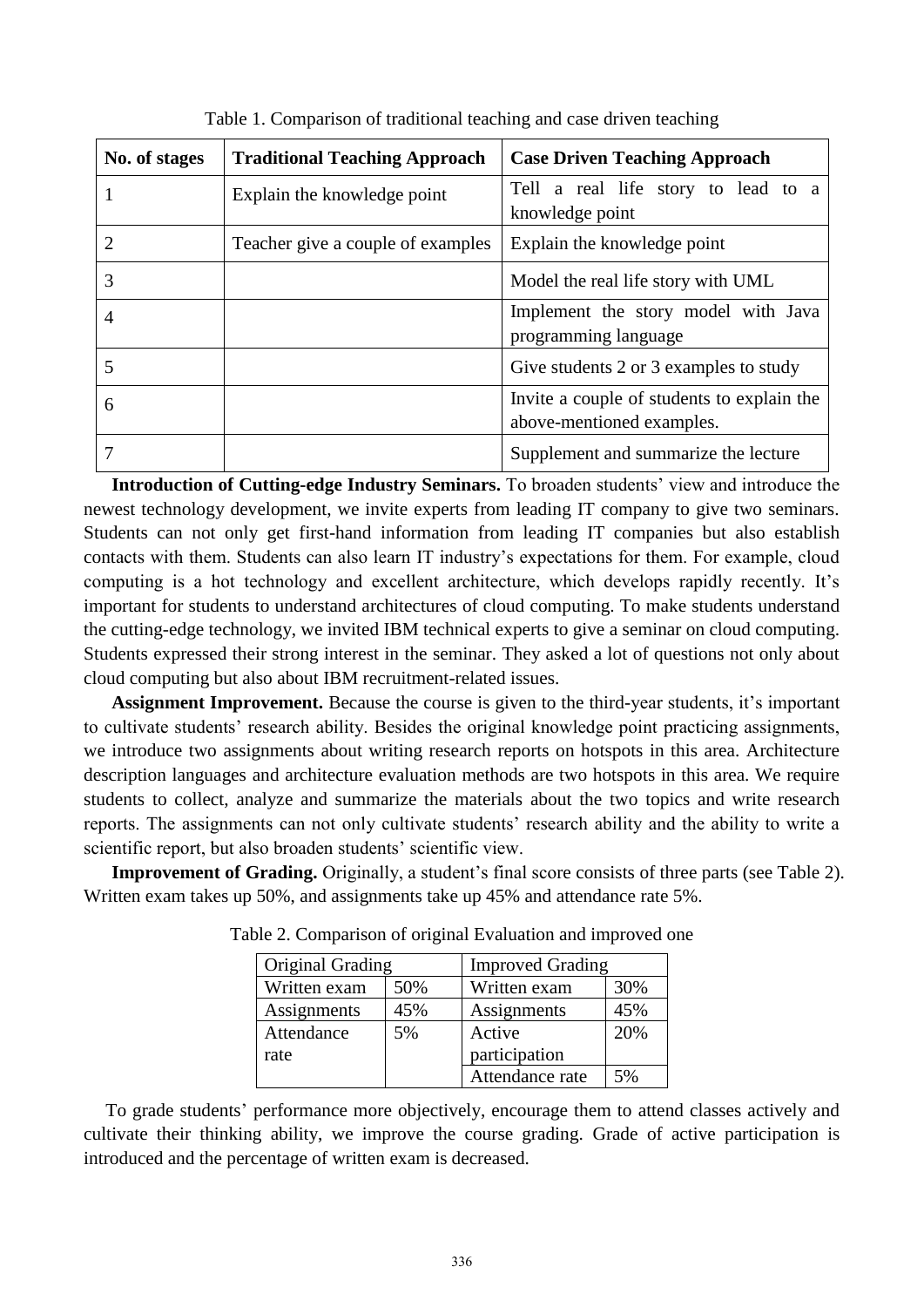Table 1. Comparison of traditional teaching and case driven teaching

| No. of stages | Traditional Teaching Approach | Case Driven Teaching Approach |
| --- | --- | --- |
| 1 | Explain the knowledge point | Tell a real life story to lead to a knowledge point |
| 2 | Teacher give a couple of examples | Explain the knowledge point |
| 3 | | Model the real life story with UML |
| 4 | | Implement the story model with Java programming language |
| 5 | | Give students 2 or 3 examples to study |
| 6 | | Invite a couple of students to explain the above-mentioned examples. |
| 7 | | Supplement and summarize the lecture |

**Introduction of Cutting-edge Industry Seminars.** To broaden students' view and introduce the newest technology development, we invite experts from leading IT company to give two seminars. Students can not only get first-hand information from leading IT companies but also establish contacts with them. Students can also learn IT industry's expectations for them. For example, cloud computing is a hot technology and excellent architecture, which develops rapidly recently. It's important for students to understand architectures of cloud computing. To make students understand the cutting-edge technology, we invited IBM technical experts to give a seminar on cloud computing. Students expressed their strong interest in the seminar. They asked a lot of questions not only about cloud computing but also about IBM recruitment-related issues.

**Assignment Improvement.** Because the course is given to the third-year students, it's important to cultivate students' research ability. Besides the original knowledge point practicing assignments, we introduce two assignments about writing research reports on hotspots in this area. Architecture description languages and architecture evaluation methods are two hotspots in this area. We require students to collect, analyze and summarize the materials about the two topics and write research reports. The assignments can not only cultivate students' research ability and the ability to write a scientific report, but also broaden students' scientific view.

**Improvement of Grading.** Originally, a student's final score consists of three parts (see Table 2). Written exam takes up 50%, and assignments take up 45% and attendance rate 5%.

Table 2. Comparison of original Evaluation and improved one

| Original Grading | | Improved Grading | |
| --- | --- | --- | --- |
| Written exam | 50% | Written exam | 30% |
| Assignments | 45% | Assignments | 45% |
| Attendance rate | 5% | Active participation | 20% |
| | | Attendance rate | 5% |

To grade students' performance more objectively, encourage them to attend classes actively and cultivate their thinking ability, we improve the course grading. Grade of active participation is introduced and the percentage of written exam is decreased.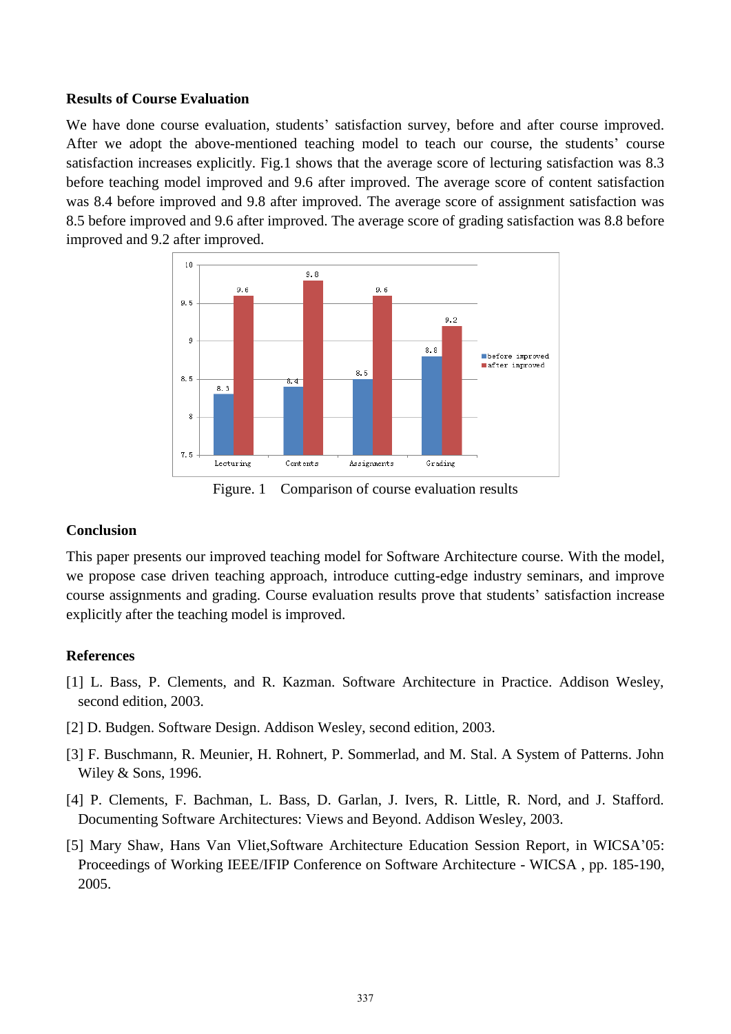**Results of Course Evaluation**

We have done course evaluation, students' satisfaction survey, before and after course improved. After we adopt the above-mentioned teaching model to teach our course, the students' course satisfaction increases explicitly. Fig.1 shows that the average score of lecturing satisfaction was 8.3 before teaching model improved and 9.6 after improved. The average score of content satisfaction was 8.4 before improved and 9.8 after improved. The average score of assignment satisfaction was 8.5 before improved and 9.6 after improved. The average score of grading satisfaction was 8.8 before improved and 9.2 after improved.

Figure. 1  Comparison of course evaluation results

**Conclusion**

This paper presents our improved teaching model for Software Architecture course. With the model, we propose case driven teaching approach, introduce cutting-edge industry seminars, and improve course assignments and grading. Course evaluation results prove that students' satisfaction increase explicitly after the teaching model is improved.

**References**

[1] L. Bass, P. Clements, and R. Kazman. Software Architecture in Practice. Addison Wesley, second edition, 2003.

[2] D. Budgen. Software Design. Addison Wesley, second edition, 2003.

[3] F. Buschmann, R. Meunier, H. Rohnert, P. Sommerlad, and M. Stal. A System of Patterns. John Wiley & Sons, 1996.

[4] P. Clements, F. Bachman, L. Bass, D. Garlan, J. Ivers, R. Little, R. Nord, and J. Stafford. Documenting Software Architectures: Views and Beyond. Addison Wesley, 2003.

[5] Mary Shaw, Hans Van Vliet,Software Architecture Education Session Report, in WICSA'05: Proceedings of Working IEEE/IFIP Conference on Software Architecture - WICSA , pp. 185-190, 2005.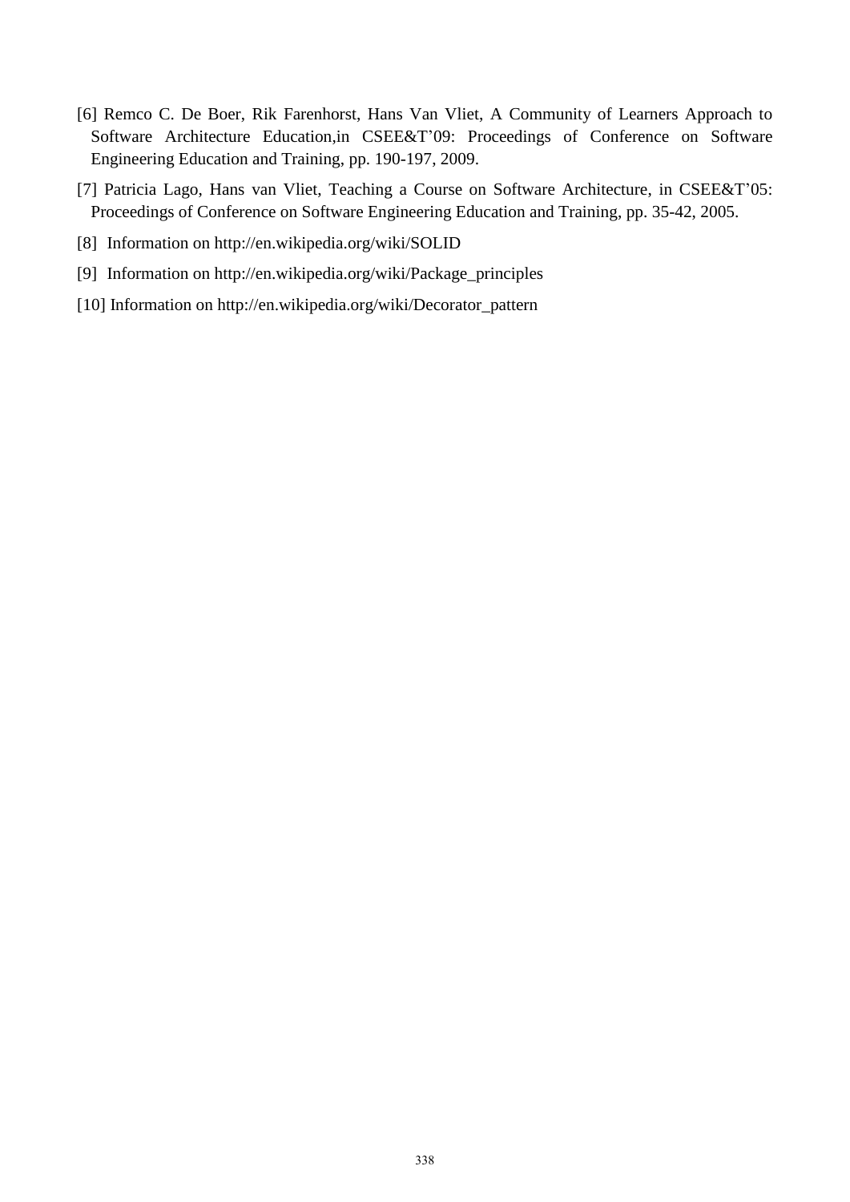[6] Remco C. De Boer, Rik Farenhorst, Hans Van Vliet, A Community of Learners Approach to Software Architecture Education,in CSEE&T'09: Proceedings of Conference on Software Engineering Education and Training, pp. 190-197, 2009.

[7] Patricia Lago, Hans van Vliet, Teaching a Course on Software Architecture, in CSEE&T'05: Proceedings of Conference on Software Engineering Education and Training, pp. 35-42, 2005.

[8] Information on http://en.wikipedia.org/wiki/SOLID

[9] Information on http://en.wikipedia.org/wiki/Package_principles

[10] Information on http://en.wikipedia.org/wiki/Decorator_pattern